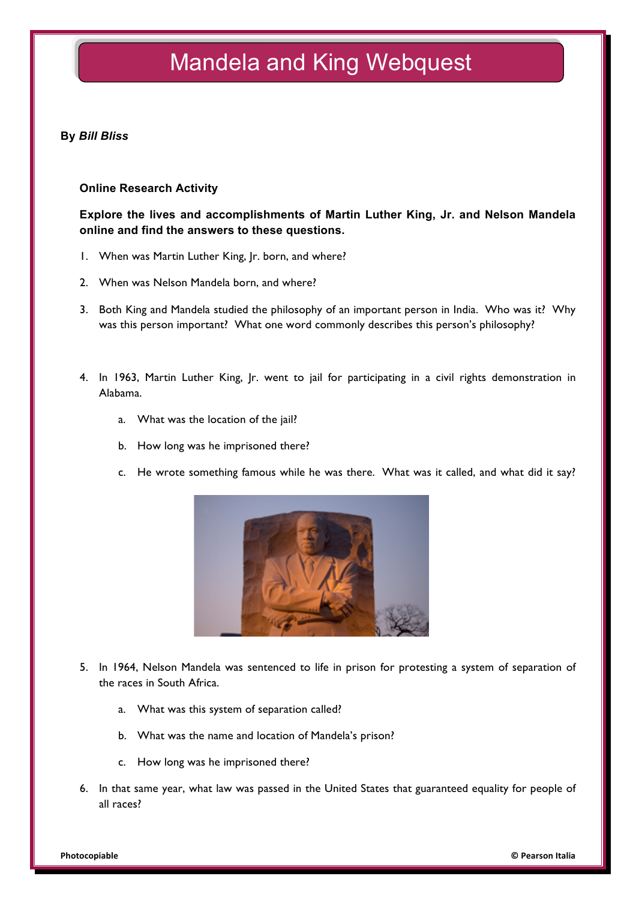# Mandela and King Webquest

**By *Bill Bliss***

**Online Research Activity**

**Explore the lives and accomplishments of Martin Luther King, Jr. and Nelson Mandela online and find the answers to these questions.**

1. When was Martin Luther King, Jr. born, and where?
2. When was Nelson Mandela born, and where?
3. Both King and Mandela studied the philosophy of an important person in India. Who was it? Why was this person important? What one word commonly describes this person's philosophy?
4. In 1963, Martin Luther King, Jr. went to jail for participating in a civil rights demonstration in Alabama.
   a. What was the location of the jail?
   b. How long was he imprisoned there?
   c. He wrote something famous while he was there. What was it called, and what did it say?
5. In 1964, Nelson Mandela was sentenced to life in prison for protesting a system of separation of the races in South Africa.
   a. What was this system of separation called?
   b. What was the name and location of Mandela's prison?
   c. How long was he imprisoned there?
6. In that same year, what law was passed in the United States that guaranteed equality for people of all races?

Photocopiable © Pearson Italia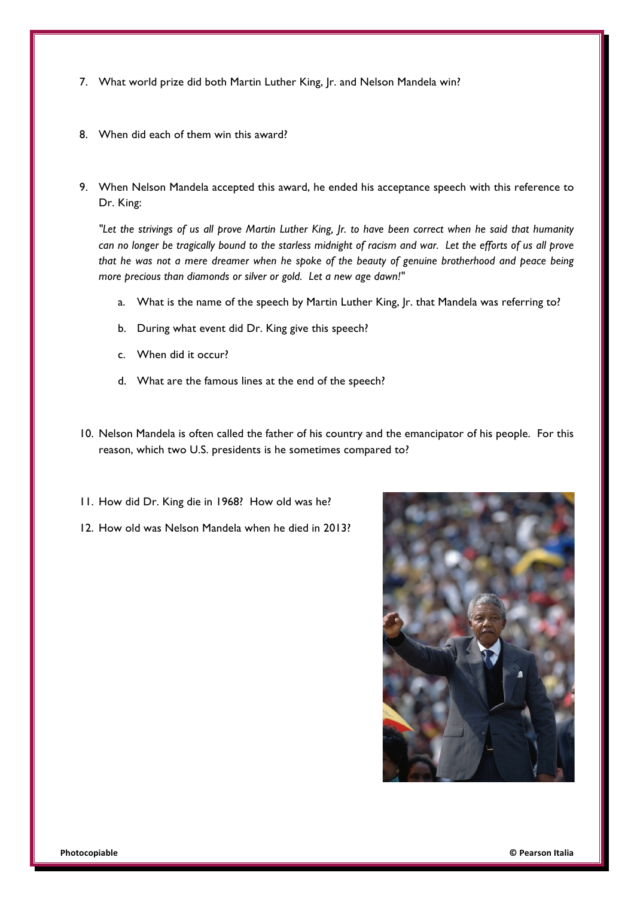7. What world prize did both Martin Luther King, Jr. and Nelson Mandela win?

8. When did each of them win this award?

9. When Nelson Mandela accepted this award, he ended his acceptance speech with this reference to Dr. King:

   *"Let the strivings of us all prove Martin Luther King, Jr. to have been correct when he said that humanity can no longer be tragically bound to the starless midnight of racism and war. Let the efforts of us all prove that he was not a mere dreamer when he spoke of the beauty of genuine brotherhood and peace being more precious than diamonds or silver or gold. Let a new age dawn!"*

   a. What is the name of the speech by Martin Luther King, Jr. that Mandela was referring to?

   b. During what event did Dr. King give this speech?

   c. When did it occur?

   d. What are the famous lines at the end of the speech?

10. Nelson Mandela is often called the father of his country and the emancipator of his people. For this reason, which two U.S. presidents is he sometimes compared to?

11. How did Dr. King die in 1968? How old was he?

12. How old was Nelson Mandela when he died in 2013?

**Photocopiable** **© Pearson Italia**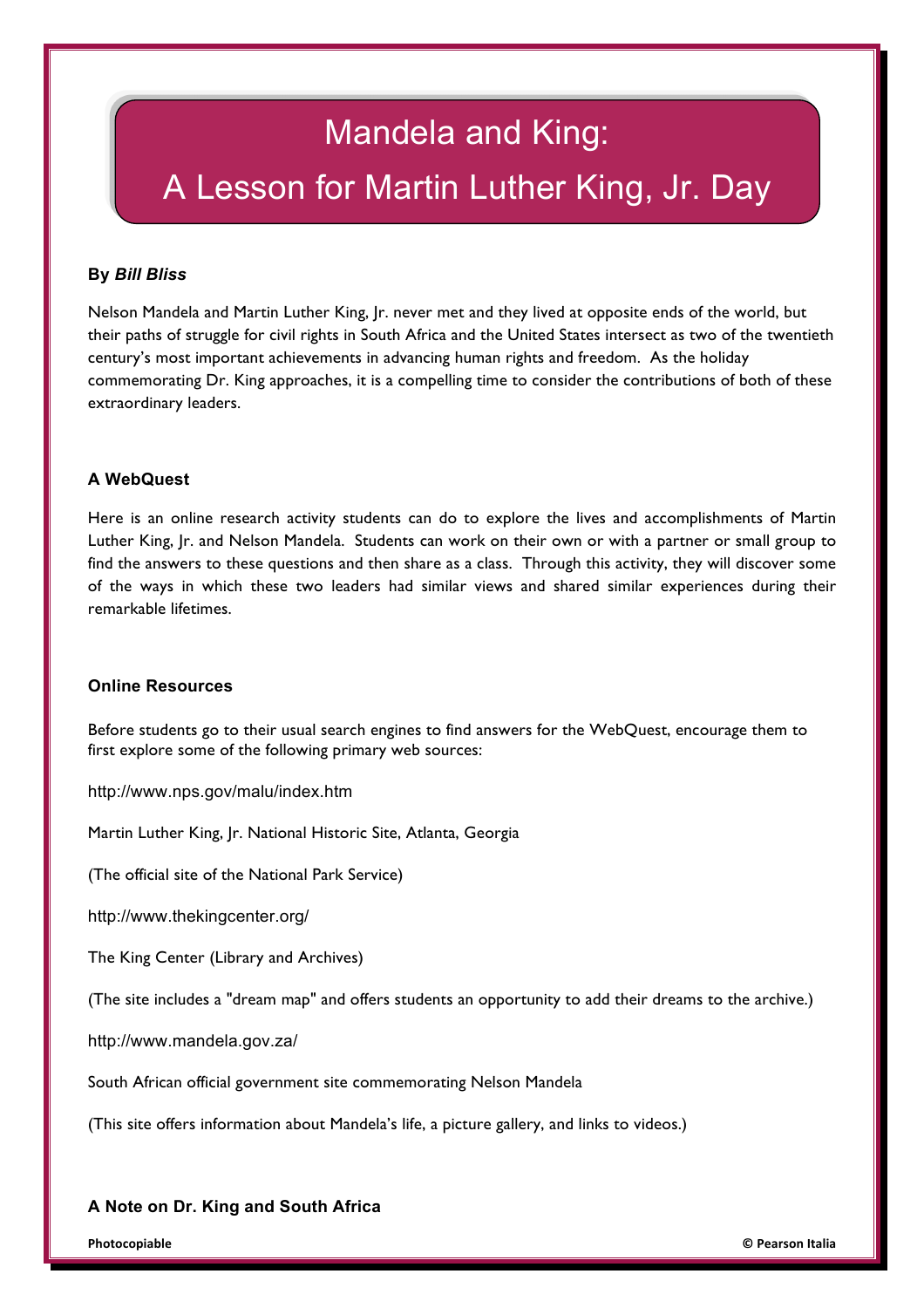# Mandela and King: A Lesson for Martin Luther King, Jr. Day

**By *Bill Bliss***

Nelson Mandela and Martin Luther King, Jr. never met and they lived at opposite ends of the world, but their paths of struggle for civil rights in South Africa and the United States intersect as two of the twentieth century's most important achievements in advancing human rights and freedom. As the holiday commemorating Dr. King approaches, it is a compelling time to consider the contributions of both of these extraordinary leaders.

### A WebQuest

Here is an online research activity students can do to explore the lives and accomplishments of Martin Luther King, Jr. and Nelson Mandela. Students can work on their own or with a partner or small group to find the answers to these questions and then share as a class. Through this activity, they will discover some of the ways in which these two leaders had similar views and shared similar experiences during their remarkable lifetimes.

### Online Resources

Before students go to their usual search engines to find answers for the WebQuest, encourage them to first explore some of the following primary web sources:

http://www.nps.gov/malu/index.htm

Martin Luther King, Jr. National Historic Site, Atlanta, Georgia

(The official site of the National Park Service)

http://www.thekingcenter.org/

The King Center (Library and Archives)

(The site includes a "dream map" and offers students an opportunity to add their dreams to the archive.)

http://www.mandela.gov.za/

South African official government site commemorating Nelson Mandela

(This site offers information about Mandela's life, a picture gallery, and links to videos.)

### A Note on Dr. King and South Africa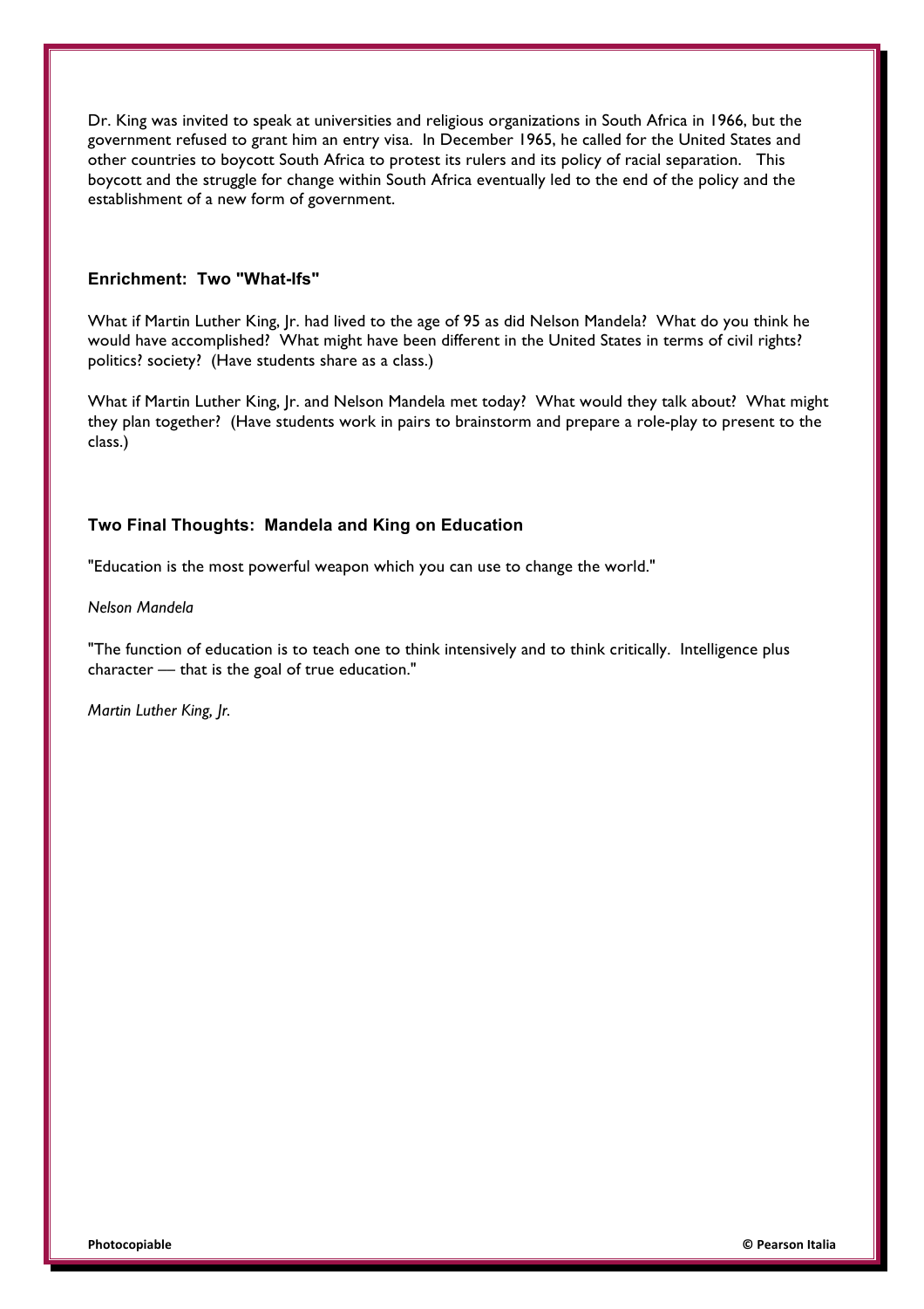Dr. King was invited to speak at universities and religious organizations in South Africa in 1966, but the government refused to grant him an entry visa. In December 1965, he called for the United States and other countries to boycott South Africa to protest its rulers and its policy of racial separation. This boycott and the struggle for change within South Africa eventually led to the end of the policy and the establishment of a new form of government.

### Enrichment: Two "What-Ifs"

What if Martin Luther King, Jr. had lived to the age of 95 as did Nelson Mandela? What do you think he would have accomplished? What might have been different in the United States in terms of civil rights? politics? society? (Have students share as a class.)

What if Martin Luther King, Jr. and Nelson Mandela met today? What would they talk about? What might they plan together? (Have students work in pairs to brainstorm and prepare a role-play to present to the class.)

### Two Final Thoughts: Mandela and King on Education

"Education is the most powerful weapon which you can use to change the world."

*Nelson Mandela*

"The function of education is to teach one to think intensively and to think critically. Intelligence plus character — that is the goal of true education."

*Martin Luther King, Jr.*

**Photocopiable** **© Pearson Italia**